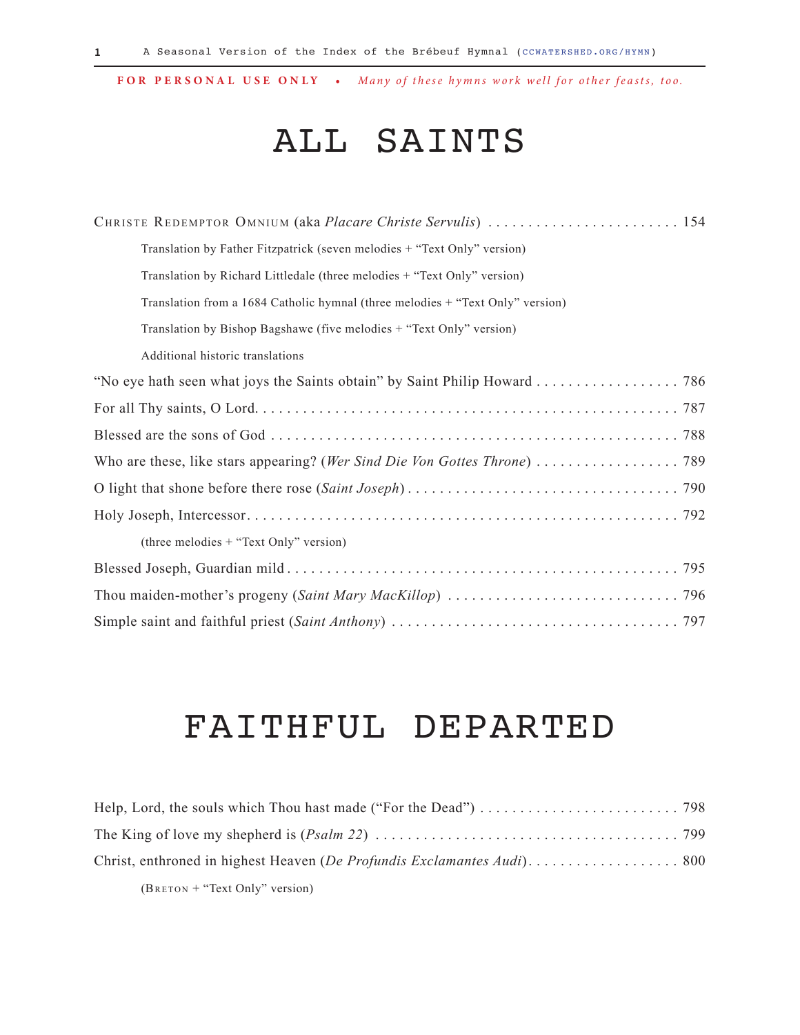**FOR PERSONAL USE ONLY** • *Many of these hymns work well for other feasts, too.*

# ALL SAINTS

Christe Redemptor Omnium (aka *Placare Christe Servulis*) . . . . . . . . . . 154

- Translation by Father Fitzpatrick (seven melodies + "Text Only" version)
- Translation by Richard Littledale (three melodies + "Text Only" version)
- Translation from a 1684 Catholic hymnal (three melodies + "Text Only" version)
- Translation by Bishop Bagshawe (five melodies + "Text Only" version)
- Additional historic translations

"No eye hath seen what joys the Saints obtain" by Saint Philip Howard . . . . . . . . . . 786

For all Thy saints, O Lord. . . . . . . . . . 787

Blessed are the sons of God . . . . . . . . . . 788

Who are these, like stars appearing? (*Wer Sind Die Von Gottes Throne*) . . . . . . . . . . 789

O light that shone before there rose (*Saint Joseph*) . . . . . . . . . . 790

Holy Joseph, Intercessor. . . . . . . . . . 792

- (three melodies + "Text Only" version)

Blessed Joseph, Guardian mild . . . . . . . . . . 795

Thou maiden-mother's progeny (*Saint Mary MacKillop*) . . . . . . . . . . 796

Simple saint and faithful priest (*Saint Anthony*) . . . . . . . . . . 797

# FAITHFUL DEPARTED

Help, Lord, the souls which Thou hast made ("For the Dead") . . . . . . . . . . 798

The King of love my shepherd is (*Psalm 22*) . . . . . . . . . . 799

Christ, enthroned in highest Heaven (*De Profundis Exclamantes Audi*). . . . . . . . . . 800

- (Breton + "Text Only" version)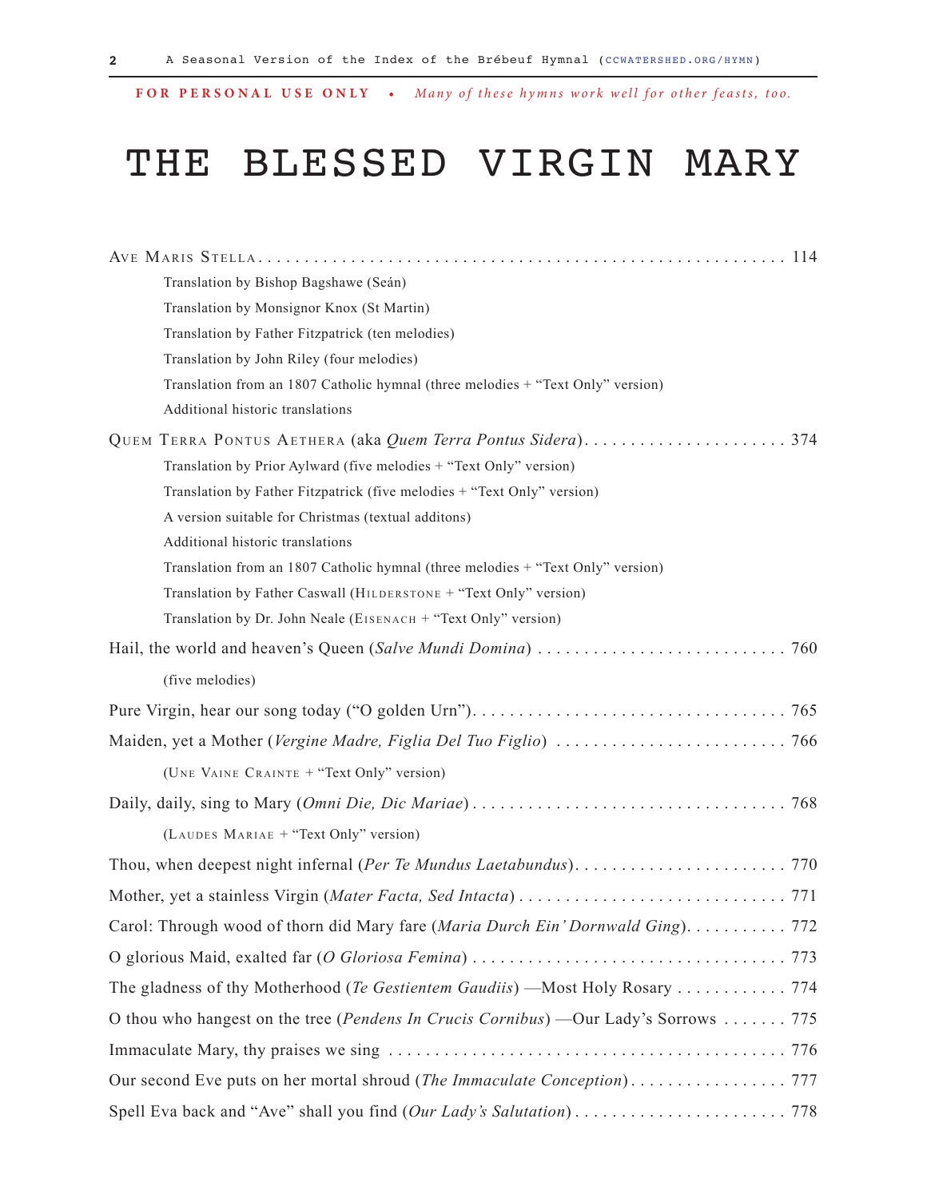**FOR PERSONAL USE ONLY** • *Many of these hymns work well for other feasts, too.*

# THE BLESSED VIRGIN MARY

Ave Maris Stella . . . . . . . . . . . . . . . . . . . . . . . . . . . . . . . . . . . . . . . . . . . . . . . . . . . . . . . . . 114

- Translation by Bishop Bagshawe (Seán)
- Translation by Monsignor Knox (St Martin)
- Translation by Father Fitzpatrick (ten melodies)
- Translation by John Riley (four melodies)
- Translation from an 1807 Catholic hymnal (three melodies + "Text Only" version)
- Additional historic translations

Quem Terra Pontus Aethera (aka *Quem Terra Pontus Sidera*) . . . . . . . . . . . . . . . . . . . . . . 374

- Translation by Prior Aylward (five melodies + "Text Only" version)
- Translation by Father Fitzpatrick (five melodies + "Text Only" version)
- A version suitable for Christmas (textual additons)
- Additional historic translations
- Translation from an 1807 Catholic hymnal (three melodies + "Text Only" version)
- Translation by Father Caswall (Hilderstone + "Text Only" version)
- Translation by Dr. John Neale (Eisenach + "Text Only" version)

Hail, the world and heaven's Queen (*Salve Mundi Domina*) . . . . . . . . . . . . . . . . . . . . . . . . . . . 760

- (five melodies)

Pure Virgin, hear our song today ("O golden Urn") . . . . . . . . . . . . . . . . . . . . . . . . . . . . . . . . . . 765

Maiden, yet a Mother (*Vergine Madre, Figlia Del Tuo Figlio*) . . . . . . . . . . . . . . . . . . . . . . . . . 766

- (Une Vaine Crainte + "Text Only" version)

Daily, daily, sing to Mary (*Omni Die, Dic Mariae*) . . . . . . . . . . . . . . . . . . . . . . . . . . . . . . . . . . 768

- (Laudes Mariae + "Text Only" version)

Thou, when deepest night infernal (*Per Te Mundus Laetabundus*) . . . . . . . . . . . . . . . . . . . . . . . 770

Mother, yet a stainless Virgin (*Mater Facta, Sed Intacta*) . . . . . . . . . . . . . . . . . . . . . . . . . . . . . 771

Carol: Through wood of thorn did Mary fare (*Maria Durch Ein' Dornwald Ging*) . . . . . . . . . . . 772

O glorious Maid, exalted far (*O Gloriosa Femina*) . . . . . . . . . . . . . . . . . . . . . . . . . . . . . . . . . . 773

The gladness of thy Motherhood (*Te Gestientem Gaudiis*) —Most Holy Rosary . . . . . . . . . . . . 774

O thou who hangest on the tree (*Pendens In Crucis Cornibus*) —Our Lady's Sorrows . . . . . . . 775

Immaculate Mary, thy praises we sing . . . . . . . . . . . . . . . . . . . . . . . . . . . . . . . . . . . . . . . . . . . 776

Our second Eve puts on her mortal shroud (*The Immaculate Conception*) . . . . . . . . . . . . . . . . . 777

Spell Eva back and "Ave" shall you find (*Our Lady's Salutation*) . . . . . . . . . . . . . . . . . . . . . . . 778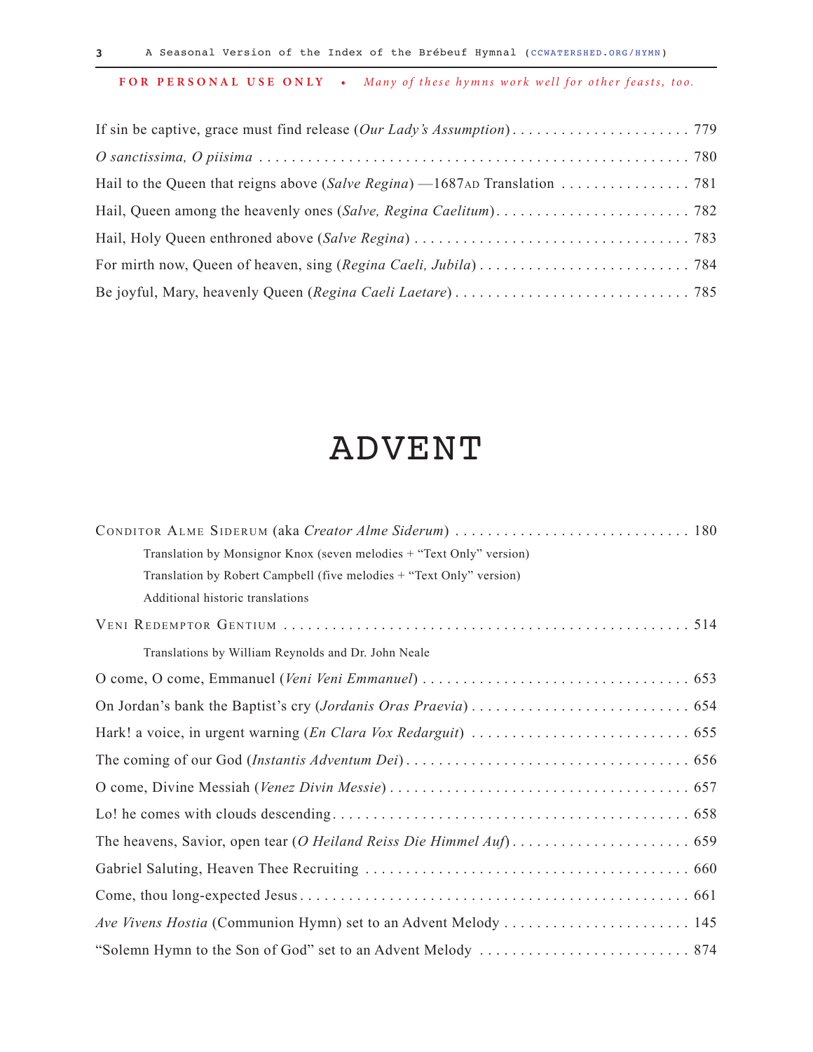**FOR PERSONAL USE ONLY** • *Many of these hymns work well for other feasts, too.*

If sin be captive, grace must find release (*Our Lady's Assumption*) . . . . . . . . . . 779

*O sanctissima, O piisima* . . . . . . . . . . 780

Hail to the Queen that reigns above (*Salve Regina*) —1687AD Translation . . . . . . . . . . 781

Hail, Queen among the heavenly ones (*Salve, Regina Caelitum*) . . . . . . . . . . 782

Hail, Holy Queen enthroned above (*Salve Regina*) . . . . . . . . . . 783

For mirth now, Queen of heaven, sing (*Regina Caeli, Jubila*) . . . . . . . . . . 784

Be joyful, Mary, heavenly Queen (*Regina Caeli Laetare*) . . . . . . . . . . 785

# ADVENT

Conditor Alme Siderum (aka *Creator Alme Siderum*) . . . . . . . . . . 180

- Translation by Monsignor Knox (seven melodies + "Text Only" version)
- Translation by Robert Campbell (five melodies + "Text Only" version)
- Additional historic translations

Veni Redemptor Gentium . . . . . . . . . . 514

- Translations by William Reynolds and Dr. John Neale

O come, O come, Emmanuel (*Veni Veni Emmanuel*) . . . . . . . . . . 653

On Jordan's bank the Baptist's cry (*Jordanis Oras Praevia*) . . . . . . . . . . 654

Hark! a voice, in urgent warning (*En Clara Vox Redarguit*) . . . . . . . . . . 655

The coming of our God (*Instantis Adventum Dei*) . . . . . . . . . . 656

O come, Divine Messiah (*Venez Divin Messie*) . . . . . . . . . . 657

Lo! he comes with clouds descending . . . . . . . . . . 658

The heavens, Savior, open tear (*O Heiland Reiss Die Himmel Auf*) . . . . . . . . . . 659

Gabriel Saluting, Heaven Thee Recruiting . . . . . . . . . . 660

Come, thou long-expected Jesus . . . . . . . . . . 661

*Ave Vivens Hostia* (Communion Hymn) set to an Advent Melody . . . . . . . . . . 145

"Solemn Hymn to the Son of God" set to an Advent Melody . . . . . . . . . . 874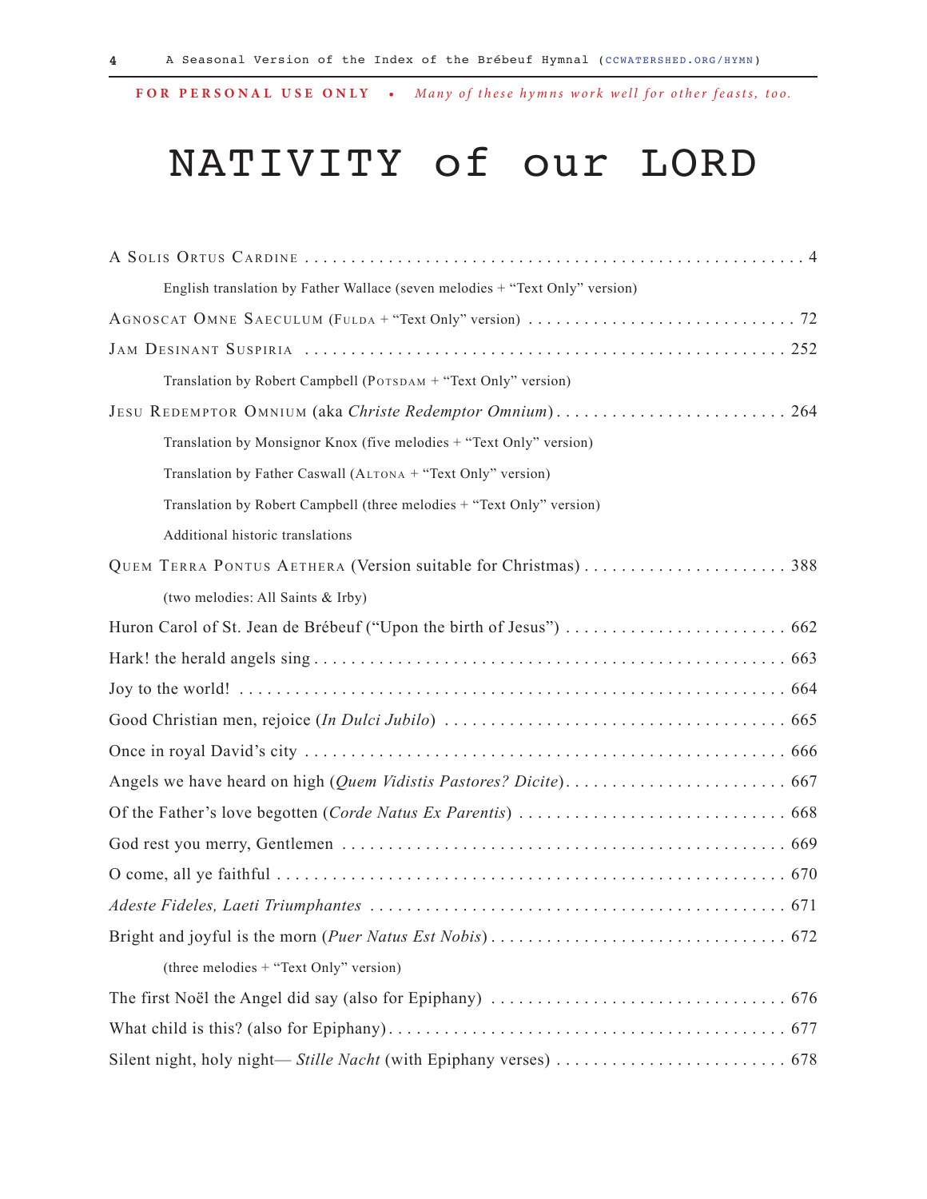**FOR PERSONAL USE ONLY** • *Many of these hymns work well for other feasts, too.*

# NATIVITY of our LORD

A Solis Ortus Cardine . . . . . . . . . . . . . . . . . . . . . . . . . . . . . . . . . . . . . . . . . . . . . . . . . . . . . 4

English translation by Father Wallace (seven melodies + "Text Only" version)

Agnoscat Omne Saeculum (Fulda + "Text Only" version) . . . . . . . . . . . . . . . . . . . . . . . . . . . . 72

Jam Desinant Suspiria . . . . . . . . . . . . . . . . . . . . . . . . . . . . . . . . . . . . . . . . . . . . . . . . . . . . 252

Translation by Robert Campbell (Potsdam + "Text Only" version)

Jesu Redemptor Omnium (aka *Christe Redemptor Omnium*) . . . . . . . . . . . . . . . . . . . . . . . . . 264

Translation by Monsignor Knox (five melodies + "Text Only" version)

Translation by Father Caswall (Altona + "Text Only" version)

Translation by Robert Campbell (three melodies + "Text Only" version)

Additional historic translations

Quem Terra Pontus Aethera (Version suitable for Christmas) . . . . . . . . . . . . . . . . . . . . . . 388

(two melodies: All Saints & Irby)

Huron Carol of St. Jean de Brébeuf ("Upon the birth of Jesus") . . . . . . . . . . . . . . . . . . . . . . . . 662

Hark! the herald angels sing . . . . . . . . . . . . . . . . . . . . . . . . . . . . . . . . . . . . . . . . . . . . . . . . . 663

Joy to the world! . . . . . . . . . . . . . . . . . . . . . . . . . . . . . . . . . . . . . . . . . . . . . . . . . . . . . . . . . . 664

Good Christian men, rejoice (*In Dulci Jubilo*) . . . . . . . . . . . . . . . . . . . . . . . . . . . . . . . . . . . . 665

Once in royal David's city . . . . . . . . . . . . . . . . . . . . . . . . . . . . . . . . . . . . . . . . . . . . . . . . . . . 666

Angels we have heard on high (*Quem Vidistis Pastores? Dicite*). . . . . . . . . . . . . . . . . . . . . . . . 667

Of the Father's love begotten (*Corde Natus Ex Parentis*) . . . . . . . . . . . . . . . . . . . . . . . . . . . . . 668

God rest you merry, Gentlemen . . . . . . . . . . . . . . . . . . . . . . . . . . . . . . . . . . . . . . . . . . . . . . 669

O come, all ye faithful . . . . . . . . . . . . . . . . . . . . . . . . . . . . . . . . . . . . . . . . . . . . . . . . . . . . . . 670

*Adeste Fideles, Laeti Triumphantes* . . . . . . . . . . . . . . . . . . . . . . . . . . . . . . . . . . . . . . . . . . . 671

Bright and joyful is the morn (*Puer Natus Est Nobis*) . . . . . . . . . . . . . . . . . . . . . . . . . . . . . . . . 672

(three melodies + "Text Only" version)

The first Noël the Angel did say (also for Epiphany) . . . . . . . . . . . . . . . . . . . . . . . . . . . . . . . . 676

What child is this? (also for Epiphany). . . . . . . . . . . . . . . . . . . . . . . . . . . . . . . . . . . . . . . . . . 677

Silent night, holy night— *Stille Nacht* (with Epiphany verses) . . . . . . . . . . . . . . . . . . . . . . . . . 678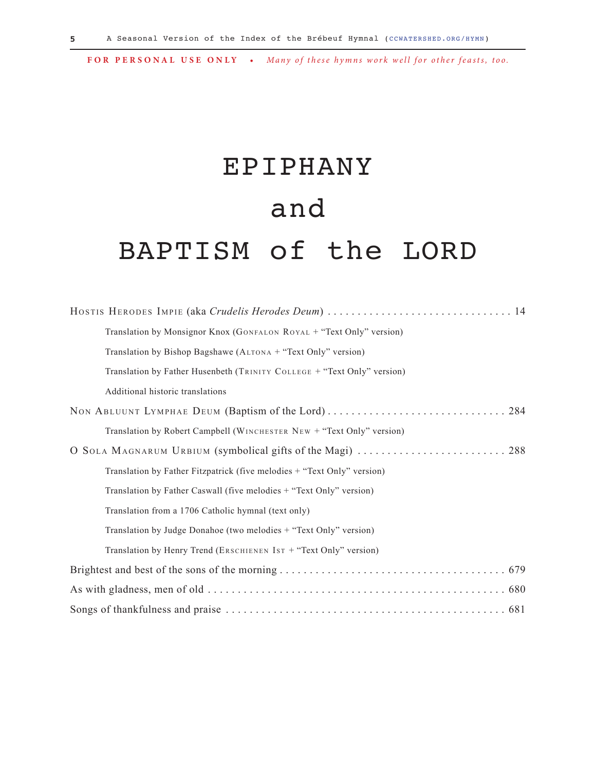**FOR PERSONAL USE ONLY** • *Many of these hymns work well for other feasts, too.*

# EPIPHANY and BAPTISM of the LORD

HOSTIS HERODES IMPIE (aka *Crudelis Herodes Deum*) . . . . . . . . . . . . . . . . . . . . . . . . . . . . . . . . 14

- Translation by Monsignor Knox (GONFALON ROYAL + "Text Only" version)
- Translation by Bishop Bagshawe (ALTONA + "Text Only" version)
- Translation by Father Husenbeth (TRINITY COLLEGE + "Text Only" version)
- Additional historic translations

NON ABLUUNT LYMPHAE DEUM (Baptism of the Lord) . . . . . . . . . . . . . . . . . . . . . . . . . . . . . . . 284

- Translation by Robert Campbell (WINCHESTER NEW + "Text Only" version)

O SOLA MAGNARUM URBIUM (symbolical gifts of the Magi) . . . . . . . . . . . . . . . . . . . . . . . . . . 288

- Translation by Father Fitzpatrick (five melodies + "Text Only" version)
- Translation by Father Caswall (five melodies + "Text Only" version)
- Translation from a 1706 Catholic hymnal (text only)
- Translation by Judge Donahoe (two melodies + "Text Only" version)
- Translation by Henry Trend (ERSCHIENEN IST + "Text Only" version)

Brightest and best of the sons of the morning . . . . . . . . . . . . . . . . . . . . . . . . . . . . . . . . . . . . . 679

As with gladness, men of old . . . . . . . . . . . . . . . . . . . . . . . . . . . . . . . . . . . . . . . . . . . . . . . . . . . 680

Songs of thankfulness and praise . . . . . . . . . . . . . . . . . . . . . . . . . . . . . . . . . . . . . . . . . . . . . . . 681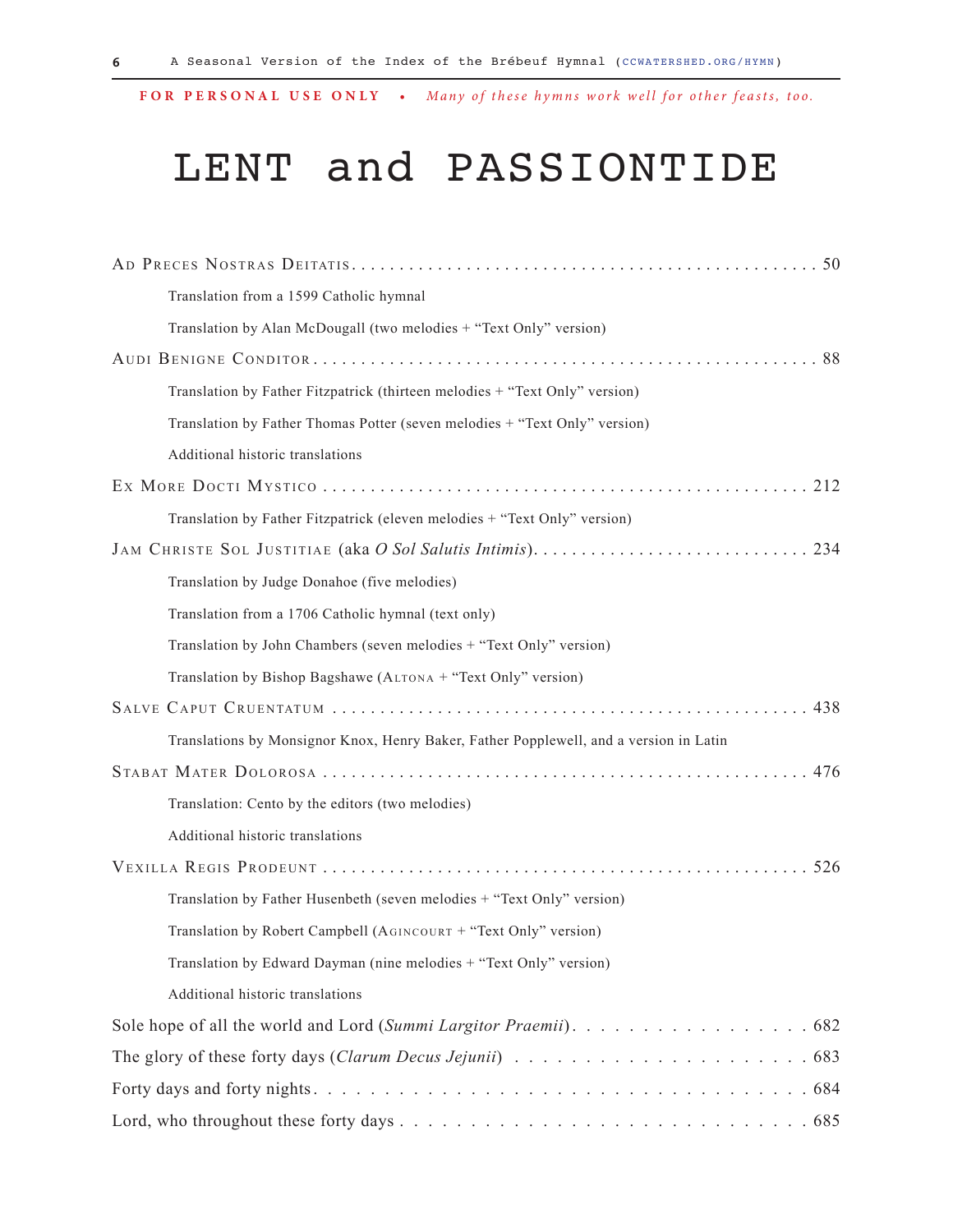**FOR PERSONAL USE ONLY** • *Many of these hymns work well for other feasts, too.*

# LENT and PASSIONTIDE

AD PRECES NOSTRAS DEITATIS . . . . . . . . . . 50

- Translation from a 1599 Catholic hymnal
- Translation by Alan McDougall (two melodies + "Text Only" version)

AUDI BENIGNE CONDITOR . . . . . . . . . . 88

- Translation by Father Fitzpatrick (thirteen melodies + "Text Only" version)
- Translation by Father Thomas Potter (seven melodies + "Text Only" version)
- Additional historic translations

EX MORE DOCTI MYSTICO . . . . . . . . . . 212

- Translation by Father Fitzpatrick (eleven melodies + "Text Only" version)

JAM CHRISTE SOL JUSTITIAE (aka *O Sol Salutis Intimis*). . . . . . . . . . 234

- Translation by Judge Donahoe (five melodies)
- Translation from a 1706 Catholic hymnal (text only)
- Translation by John Chambers (seven melodies + "Text Only" version)
- Translation by Bishop Bagshawe (ALTONA + "Text Only" version)

SALVE CAPUT CRUENTATUM . . . . . . . . . . 438

- Translations by Monsignor Knox, Henry Baker, Father Popplewell, and a version in Latin

STABAT MATER DOLOROSA . . . . . . . . . . 476

- Translation: Cento by the editors (two melodies)
- Additional historic translations

VEXILLA REGIS PRODEUNT . . . . . . . . . . 526

- Translation by Father Husenbeth (seven melodies + "Text Only" version)
- Translation by Robert Campbell (AGINCOURT + "Text Only" version)
- Translation by Edward Dayman (nine melodies + "Text Only" version)
- Additional historic translations

Sole hope of all the world and Lord (*Summi Largitor Praemii*). . . . . . . . . . 682

The glory of these forty days (*Clarum Decus Jejunii*) . . . . . . . . . . 683

Forty days and forty nights. . . . . . . . . . 684

Lord, who throughout these forty days . . . . . . . . . . 685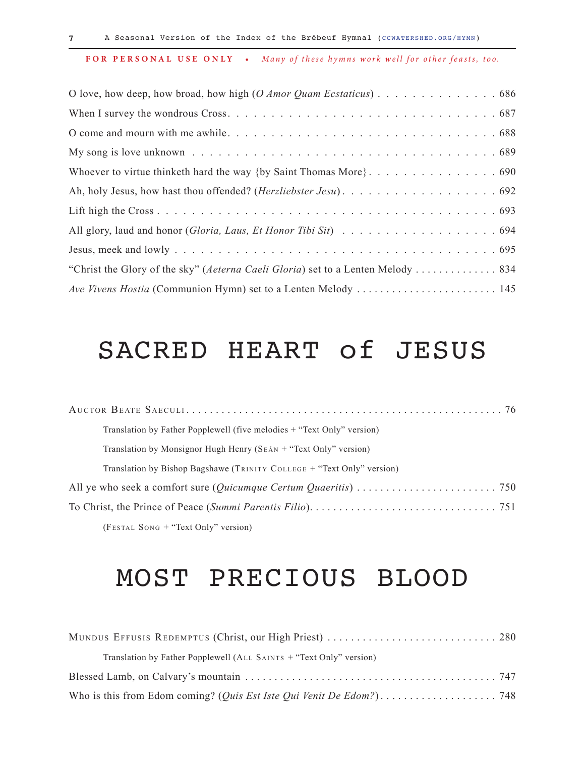**FOR PERSONAL USE ONLY** • *Many of these hymns work well for other feasts, too.*

O love, how deep, how broad, how high (*O Amor Quam Ecstaticus*) . . . . . . . . . . . . . . . 686

When I survey the wondrous Cross. . . . . . . . . . . . . . . . . . . . . . . . . . . . . . . . 687

O come and mourn with me awhile. . . . . . . . . . . . . . . . . . . . . . . . . . . . . . . . 688

My song is love unknown . . . . . . . . . . . . . . . . . . . . . . . . . . . . . . . . . . . . 689

Whoever to virtue thinketh hard the way {by Saint Thomas More}. . . . . . . . . . . . . . . . 690

Ah, holy Jesus, how hast thou offended? (*Herzliebster Jesu*). . . . . . . . . . . . . . . . . . . 692

Lift high the Cross . . . . . . . . . . . . . . . . . . . . . . . . . . . . . . . . . . . . . . . 693

All glory, laud and honor (*Gloria, Laus, Et Honor Tibi Sit*) . . . . . . . . . . . . . . . . . . . 694

Jesus, meek and lowly . . . . . . . . . . . . . . . . . . . . . . . . . . . . . . . . . . . . . 695

"Christ the Glory of the sky" (*Aeterna Caeli Gloria*) set to a Lenten Melody . . . . . . . . . . . . . 834

*Ave Vivens Hostia* (Communion Hymn) set to a Lenten Melody . . . . . . . . . . . . . . . . . . . . . . . . 145

# SACRED HEART of JESUS

AUCTOR BEATE SAECULI. . . . . . . . . . . . . . . . . . . . . . . . . . . . . . . . . . . . 76

Translation by Father Popplewell (five melodies + "Text Only" version)

Translation by Monsignor Hugh Henry (SEÁN + "Text Only" version)

Translation by Bishop Bagshawe (TRINITY COLLEGE + "Text Only" version)

All ye who seek a comfort sure (*Quicumque Certum Quaeritis*) . . . . . . . . . . . . . . . . . . . . . . . . 750

To Christ, the Prince of Peace (*Summi Parentis Filio*). . . . . . . . . . . . . . . . . . . . . . . . . . . . . 751

(FESTAL SONG + "Text Only" version)

# MOST PRECIOUS BLOOD

MUNDUS EFFUSIS REDEMPTUS (Christ, our High Priest) . . . . . . . . . . . . . . . . . . . . . . . . . . 280

Translation by Father Popplewell (ALL SAINTS + "Text Only" version)

Blessed Lamb, on Calvary's mountain . . . . . . . . . . . . . . . . . . . . . . . . . . . . . . . . . 747

Who is this from Edom coming? (*Quis Est Iste Qui Venit De Edom?*). . . . . . . . . . . . . . . . . . . 748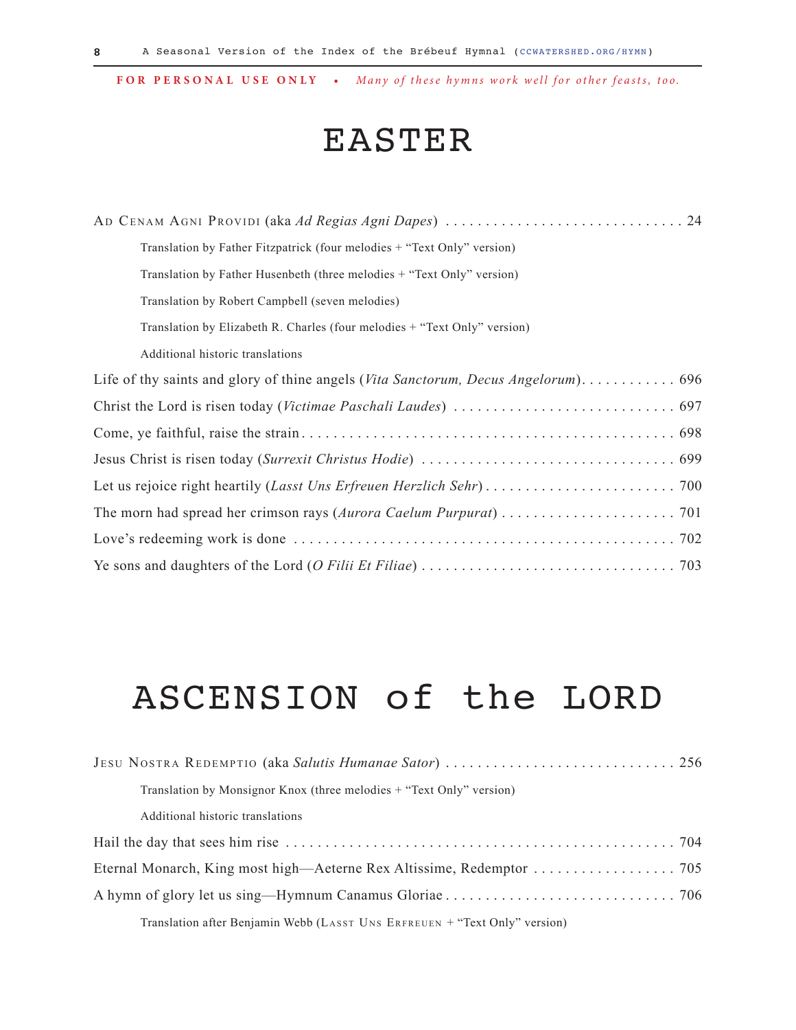**FOR PERSONAL USE ONLY** • *Many of these hymns work well for other feasts, too.*

# EASTER

AD CENAM AGNI PROVIDI (aka *Ad Regias Agni Dapes*) . . . . . . . . . . . . . . . . . . . . . . . . . . . . . . 24

- Translation by Father Fitzpatrick (four melodies + "Text Only" version)
- Translation by Father Husenbeth (three melodies + "Text Only" version)
- Translation by Robert Campbell (seven melodies)
- Translation by Elizabeth R. Charles (four melodies + "Text Only" version)
- Additional historic translations

Life of thy saints and glory of thine angels (*Vita Sanctorum, Decus Angelorum*). . . . . . . . . . . . 696

Christ the Lord is risen today (*Victimae Paschali Laudes*) . . . . . . . . . . . . . . . . . . . . . . . . . . . . 697

Come, ye faithful, raise the strain . . . . . . . . . . . . . . . . . . . . . . . . . . . . . . . . . . . . . . . . . . . . . . 698

Jesus Christ is risen today (*Surrexit Christus Hodie*) . . . . . . . . . . . . . . . . . . . . . . . . . . . . . . . . 699

Let us rejoice right heartily (*Lasst Uns Erfreuen Herzlich Sehr*) . . . . . . . . . . . . . . . . . . . . . . . . 700

The morn had spread her crimson rays (*Aurora Caelum Purpurat*) . . . . . . . . . . . . . . . . . . . . . . 701

Love's redeeming work is done . . . . . . . . . . . . . . . . . . . . . . . . . . . . . . . . . . . . . . . . . . . . . . . . 702

Ye sons and daughters of the Lord (*O Filii Et Filiae*) . . . . . . . . . . . . . . . . . . . . . . . . . . . . . . . . 703

# ASCENSION of the LORD

JESU NOSTRA REDEMPTIO (aka *Salutis Humanae Sator*) . . . . . . . . . . . . . . . . . . . . . . . . . . . . . 256

- Translation by Monsignor Knox (three melodies + "Text Only" version)
- Additional historic translations

Hail the day that sees him rise . . . . . . . . . . . . . . . . . . . . . . . . . . . . . . . . . . . . . . . . . . . . . . . . 704

Eternal Monarch, King most high—Aeterne Rex Altissime, Redemptor . . . . . . . . . . . . . . . . . . 705

A hymn of glory let us sing—Hymnum Canamus Gloriae . . . . . . . . . . . . . . . . . . . . . . . . . . . . . 706

- Translation after Benjamin Webb (LASST UNS ERFREUEN + "Text Only" version)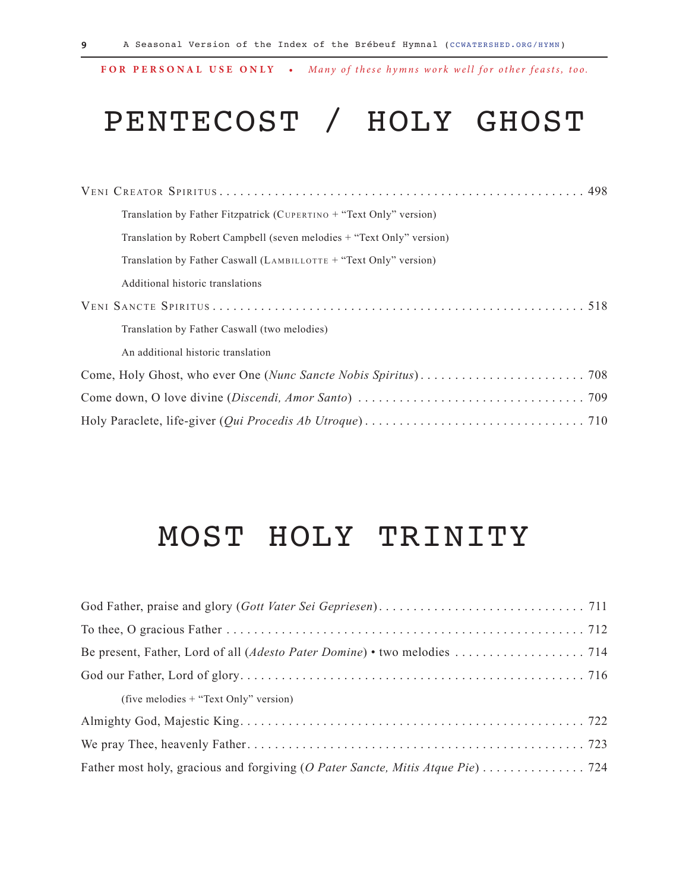**FOR PERSONAL USE ONLY** • *Many of these hymns work well for other feasts, too.*

# PENTECOST / HOLY GHOST

Veni Creator Spiritus . . . . . . . . . . . . . . . . . . . . . . . . . . . . . . . . . . . . . . . . . . . . . . . . . . . . . 498

- Translation by Father Fitzpatrick (Cupertino + "Text Only" version)
- Translation by Robert Campbell (seven melodies + "Text Only" version)
- Translation by Father Caswall (Lambillotte + "Text Only" version)
- Additional historic translations

Veni Sancte Spiritus . . . . . . . . . . . . . . . . . . . . . . . . . . . . . . . . . . . . . . . . . . . . . . . . . . . . . 518

- Translation by Father Caswall (two melodies)
- An additional historic translation

Come, Holy Ghost, who ever One (*Nunc Sancte Nobis Spiritus*) . . . . . . . . . . . . . . . . . . . . . . . . 708

Come down, O love divine (*Discendi, Amor Santo*) . . . . . . . . . . . . . . . . . . . . . . . . . . . . . . . . . 709

Holy Paraclete, life-giver (*Qui Procedis Ab Utroque*) . . . . . . . . . . . . . . . . . . . . . . . . . . . . . . . 710

# MOST HOLY TRINITY

God Father, praise and glory (*Gott Vater Sei Gepriesen*) . . . . . . . . . . . . . . . . . . . . . . . . . . . . . . 711

To thee, O gracious Father . . . . . . . . . . . . . . . . . . . . . . . . . . . . . . . . . . . . . . . . . . . . . . . . . . . 712

Be present, Father, Lord of all (*Adesto Pater Domine*) • two melodies . . . . . . . . . . . . . . . . . . . 714

God our Father, Lord of glory . . . . . . . . . . . . . . . . . . . . . . . . . . . . . . . . . . . . . . . . . . . . . . . . . 716

- (five melodies + "Text Only" version)

Almighty God, Majestic King . . . . . . . . . . . . . . . . . . . . . . . . . . . . . . . . . . . . . . . . . . . . . . . . . 722

We pray Thee, heavenly Father . . . . . . . . . . . . . . . . . . . . . . . . . . . . . . . . . . . . . . . . . . . . . . . . 723

Father most holy, gracious and forgiving (*O Pater Sancte, Mitis Atque Pie*) . . . . . . . . . . . . . . . 724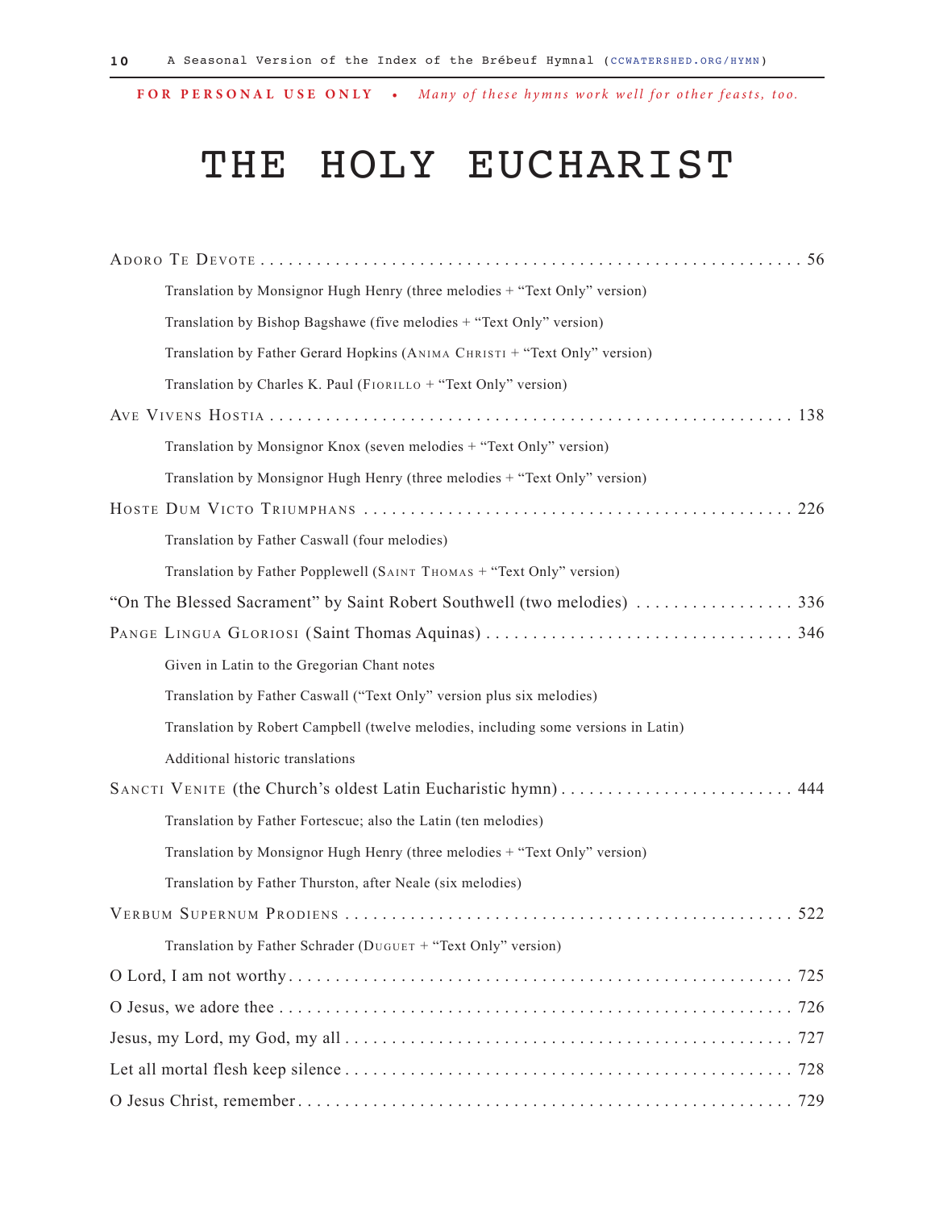**FOR PERSONAL USE ONLY** • *Many of these hymns work well for other feasts, too.*

# THE HOLY EUCHARIST

Adoro Te Devote . . . . . . . . . . 56

- Translation by Monsignor Hugh Henry (three melodies + "Text Only" version)
- Translation by Bishop Bagshawe (five melodies + "Text Only" version)
- Translation by Father Gerard Hopkins (Anima Christi + "Text Only" version)
- Translation by Charles K. Paul (Fiorillo + "Text Only" version)

Ave Vivens Hostia . . . . . . . . . . 138

- Translation by Monsignor Knox (seven melodies + "Text Only" version)
- Translation by Monsignor Hugh Henry (three melodies + "Text Only" version)

Hoste Dum Victo Triumphans . . . . . . . . . . 226

- Translation by Father Caswall (four melodies)
- Translation by Father Popplewell (Saint Thomas + "Text Only" version)

"On The Blessed Sacrament" by Saint Robert Southwell (two melodies) . . . . . . . . . . 336

Pange Lingua Gloriosi (Saint Thomas Aquinas) . . . . . . . . . . 346

- Given in Latin to the Gregorian Chant notes
- Translation by Father Caswall ("Text Only" version plus six melodies)
- Translation by Robert Campbell (twelve melodies, including some versions in Latin)
- Additional historic translations

Sancti Venite (the Church's oldest Latin Eucharistic hymn) . . . . . . . . . . 444

- Translation by Father Fortescue; also the Latin (ten melodies)
- Translation by Monsignor Hugh Henry (three melodies + "Text Only" version)
- Translation by Father Thurston, after Neale (six melodies)

Verbum Supernum Prodiens . . . . . . . . . . 522

- Translation by Father Schrader (Duguet + "Text Only" version)

O Lord, I am not worthy . . . . . . . . . . 725

O Jesus, we adore thee . . . . . . . . . . 726

Jesus, my Lord, my God, my all . . . . . . . . . . 727

Let all mortal flesh keep silence . . . . . . . . . . 728

O Jesus Christ, remember . . . . . . . . . . 729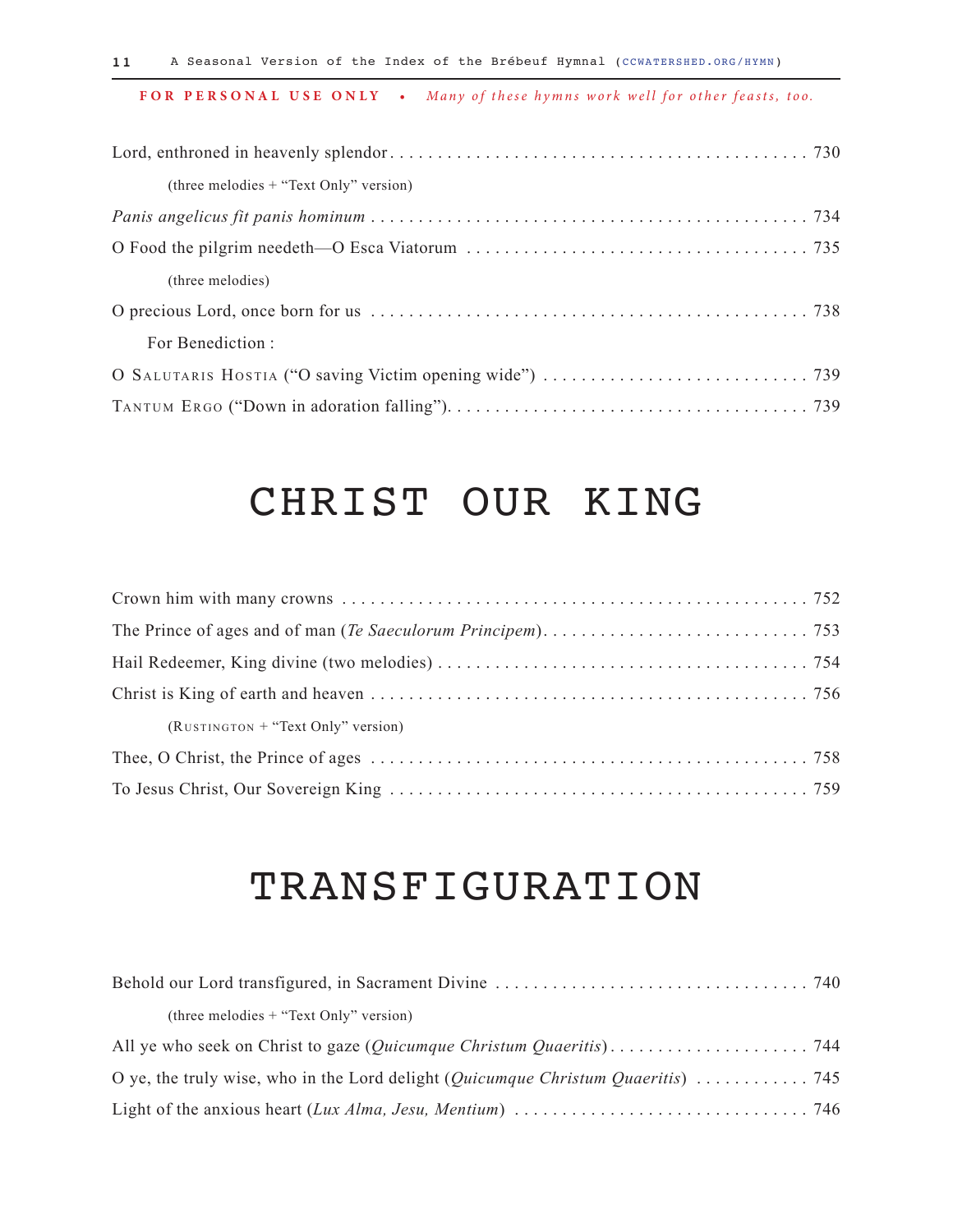**FOR PERSONAL USE ONLY** • *Many of these hymns work well for other feasts, too.*

Lord, enthroned in heavenly splendor . . . . . . . . . . 730

(three melodies + "Text Only" version)

*Panis angelicus fit panis hominum* . . . . . . . . . . 734

O Food the pilgrim needeth—O Esca Viatorum . . . . . . . . . . 735

(three melodies)

O precious Lord, once born for us . . . . . . . . . . 738

For Benediction :

O Salutaris Hostia ("O saving Victim opening wide") . . . . . . . . . . 739

Tantum Ergo ("Down in adoration falling") . . . . . . . . . . 739

# CHRIST OUR KING

Crown him with many crowns . . . . . . . . . . 752

The Prince of ages and of man (*Te Saeculorum Principem*) . . . . . . . . . . 753

Hail Redeemer, King divine (two melodies) . . . . . . . . . . 754

Christ is King of earth and heaven . . . . . . . . . . 756

(Rustington + "Text Only" version)

Thee, O Christ, the Prince of ages . . . . . . . . . . 758

To Jesus Christ, Our Sovereign King . . . . . . . . . . 759

# TRANSFIGURATION

Behold our Lord transfigured, in Sacrament Divine . . . . . . . . . . 740

(three melodies + "Text Only" version)

All ye who seek on Christ to gaze (*Quicumque Christum Quaeritis*) . . . . . . . . . . 744

O ye, the truly wise, who in the Lord delight (*Quicumque Christum Quaeritis*) . . . . . . . . . . 745

Light of the anxious heart (*Lux Alma, Jesu, Mentium*) . . . . . . . . . . 746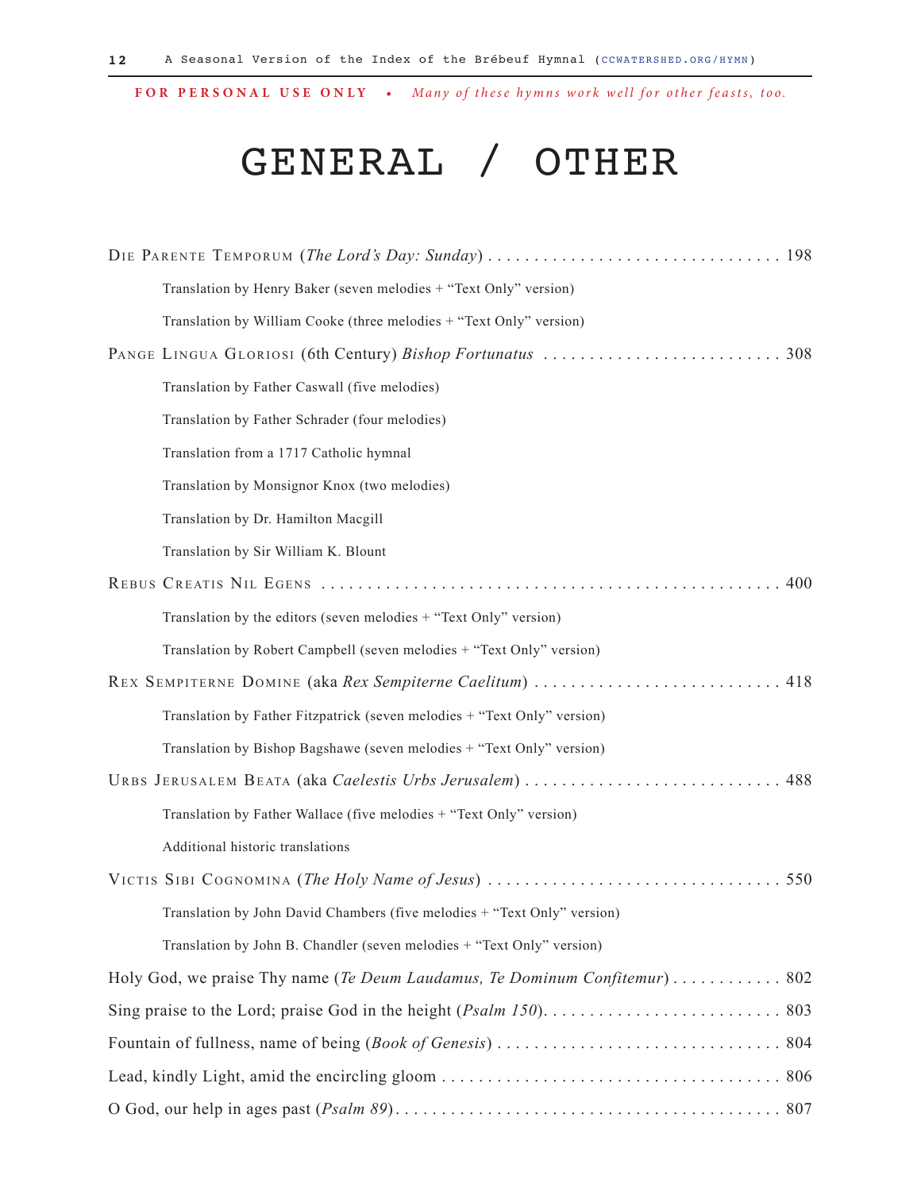**FOR PERSONAL USE ONLY** • *Many of these hymns work well for other feasts, too.*

# GENERAL / OTHER

Die Parente Temporum (*The Lord's Day: Sunday*) . . . . . . . . . . 198

- Translation by Henry Baker (seven melodies + "Text Only" version)
- Translation by William Cooke (three melodies + "Text Only" version)

Pange Lingua Gloriosi (6th Century) *Bishop Fortunatus* . . . . . . . . . . 308

- Translation by Father Caswall (five melodies)
- Translation by Father Schrader (four melodies)
- Translation from a 1717 Catholic hymnal
- Translation by Monsignor Knox (two melodies)
- Translation by Dr. Hamilton Macgill
- Translation by Sir William K. Blount

Rebus Creatis Nil Egens . . . . . . . . . . 400

- Translation by the editors (seven melodies + "Text Only" version)
- Translation by Robert Campbell (seven melodies + "Text Only" version)

Rex Sempiterne Domine (aka *Rex Sempiterne Caelitum*) . . . . . . . . . . 418

- Translation by Father Fitzpatrick (seven melodies + "Text Only" version)
- Translation by Bishop Bagshawe (seven melodies + "Text Only" version)

Urbs Jerusalem Beata (aka *Caelestis Urbs Jerusalem*) . . . . . . . . . . 488

- Translation by Father Wallace (five melodies + "Text Only" version)
- Additional historic translations

Victis Sibi Cognomina (*The Holy Name of Jesus*) . . . . . . . . . . 550

- Translation by John David Chambers (five melodies + "Text Only" version)
- Translation by John B. Chandler (seven melodies + "Text Only" version)

Holy God, we praise Thy name (*Te Deum Laudamus, Te Dominum Confitemur*) . . . . . . . . . . 802

Sing praise to the Lord; praise God in the height (*Psalm 150*). . . . . . . . . . 803

Fountain of fullness, name of being (*Book of Genesis*) . . . . . . . . . . 804

Lead, kindly Light, amid the encircling gloom . . . . . . . . . . 806

O God, our help in ages past (*Psalm 89*). . . . . . . . . . 807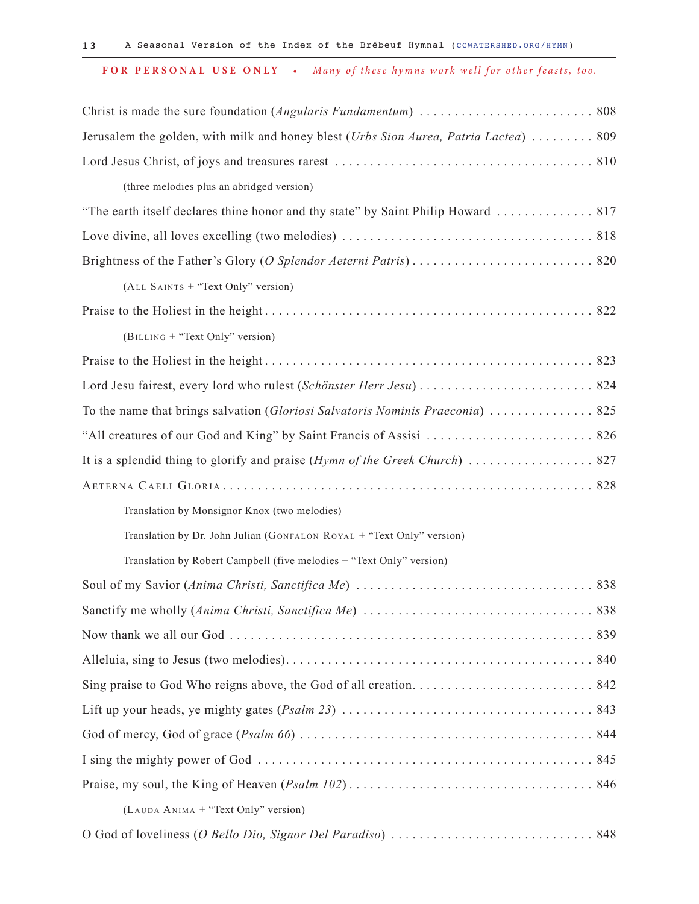**FOR PERSONAL USE ONLY** • *Many of these hymns work well for other feasts, too.*

Christ is made the sure foundation (*Angularis Fundamentum*) . . . . . . . . . . . . . . . . . . . . . . . . . 808

Jerusalem the golden, with milk and honey blest (*Urbs Sion Aurea, Patria Lactea*) . . . . . . . . . 809

Lord Jesus Christ, of joys and treasures rarest . . . . . . . . . . . . . . . . . . . . . . . . . . . . . . . . . . . . 810

(three melodies plus an abridged version)

"The earth itself declares thine honor and thy state" by Saint Philip Howard . . . . . . . . . . . . . . 817

Love divine, all loves excelling (two melodies) . . . . . . . . . . . . . . . . . . . . . . . . . . . . . . . . . . . 818

Brightness of the Father's Glory (*O Splendor Aeterni Patris*) . . . . . . . . . . . . . . . . . . . . . . . . . . 820

(All Saints + "Text Only" version)

Praise to the Holiest in the height . . . . . . . . . . . . . . . . . . . . . . . . . . . . . . . . . . . . . . . . . . . . . . 822

(Billing + "Text Only" version)

Praise to the Holiest in the height . . . . . . . . . . . . . . . . . . . . . . . . . . . . . . . . . . . . . . . . . . . . . . 823

Lord Jesu fairest, every lord who rulest (*Schönster Herr Jesu*) . . . . . . . . . . . . . . . . . . . . . . . . . 824

To the name that brings salvation (*Gloriosi Salvatoris Nominis Praeconia*) . . . . . . . . . . . . . . . 825

"All creatures of our God and King" by Saint Francis of Assisi . . . . . . . . . . . . . . . . . . . . . . . . 826

It is a splendid thing to glorify and praise (*Hymn of the Greek Church*) . . . . . . . . . . . . . . . . . . 827

Aeterna Caeli Gloria . . . . . . . . . . . . . . . . . . . . . . . . . . . . . . . . . . . . . . . . . . . . . . . . . . . . . . . . 828

Translation by Monsignor Knox (two melodies)

Translation by Dr. John Julian (Gonfalon Royal + "Text Only" version)

Translation by Robert Campbell (five melodies + "Text Only" version)

Soul of my Savior (*Anima Christi, Sanctifica Me*) . . . . . . . . . . . . . . . . . . . . . . . . . . . . . . . . . . 838

Sanctify me wholly (*Anima Christi, Sanctifica Me*) . . . . . . . . . . . . . . . . . . . . . . . . . . . . . . . . . 838

Now thank we all our God . . . . . . . . . . . . . . . . . . . . . . . . . . . . . . . . . . . . . . . . . . . . . . . . . . . . 839

Alleluia, sing to Jesus (two melodies). . . . . . . . . . . . . . . . . . . . . . . . . . . . . . . . . . . . . . . . . . . . 840

Sing praise to God Who reigns above, the God of all creation. . . . . . . . . . . . . . . . . . . . . . . . . . 842

Lift up your heads, ye mighty gates (*Psalm 23*) . . . . . . . . . . . . . . . . . . . . . . . . . . . . . . . . . . . . 843

God of mercy, God of grace (*Psalm 66*) . . . . . . . . . . . . . . . . . . . . . . . . . . . . . . . . . . . . . . . . . . 844

I sing the mighty power of God . . . . . . . . . . . . . . . . . . . . . . . . . . . . . . . . . . . . . . . . . . . . . . . . 845

Praise, my soul, the King of Heaven (*Psalm 102*) . . . . . . . . . . . . . . . . . . . . . . . . . . . . . . . . . . . 846

(Lauda Anima + "Text Only" version)

O God of loveliness (*O Bello Dio, Signor Del Paradiso*) . . . . . . . . . . . . . . . . . . . . . . . . . . . . . 848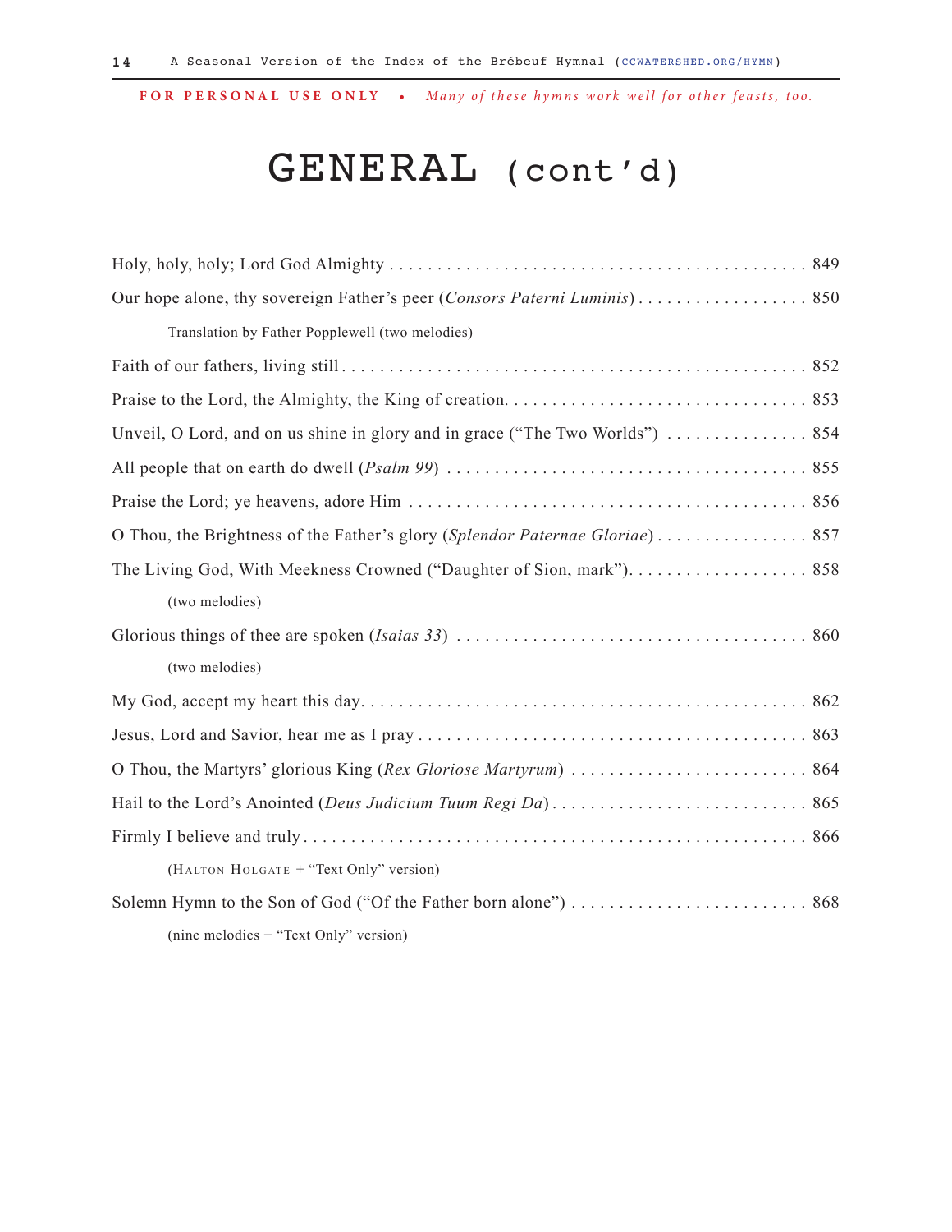**FOR PERSONAL USE ONLY** • *Many of these hymns work well for other feasts, too.*

# GENERAL (cont'd)

Holy, holy, holy; Lord God Almighty . . . . . . . . . . . . . . . . . . . . . . . . . . . . . . . . . . . . . . . . . . . 849

Our hope alone, thy sovereign Father's peer (*Consors Paterni Luminis*) . . . . . . . . . . . . . . . . . . 850

Translation by Father Popplewell (two melodies)

Faith of our fathers, living still . . . . . . . . . . . . . . . . . . . . . . . . . . . . . . . . . . . . . . . . . . . . . . . . 852

Praise to the Lord, the Almighty, the King of creation. . . . . . . . . . . . . . . . . . . . . . . . . . . . . . . . 853

Unveil, O Lord, and on us shine in glory and in grace ("The Two Worlds") . . . . . . . . . . . . . . . 854

All people that on earth do dwell (*Psalm 99*) . . . . . . . . . . . . . . . . . . . . . . . . . . . . . . . . . . . . . 855

Praise the Lord; ye heavens, adore Him . . . . . . . . . . . . . . . . . . . . . . . . . . . . . . . . . . . . . . . . . 856

O Thou, the Brightness of the Father's glory (*Splendor Paternae Gloriae*) . . . . . . . . . . . . . . . . 857

The Living God, With Meekness Crowned ("Daughter of Sion, mark"). . . . . . . . . . . . . . . . . . . 858

(two melodies)

Glorious things of thee are spoken (*Isaias 33*) . . . . . . . . . . . . . . . . . . . . . . . . . . . . . . . . . . . . 860

(two melodies)

My God, accept my heart this day. . . . . . . . . . . . . . . . . . . . . . . . . . . . . . . . . . . . . . . . . . . . . . 862

Jesus, Lord and Savior, hear me as I pray . . . . . . . . . . . . . . . . . . . . . . . . . . . . . . . . . . . . . . . . 863

O Thou, the Martyrs' glorious King (*Rex Gloriose Martyrum*) . . . . . . . . . . . . . . . . . . . . . . . . . 864

Hail to the Lord's Anointed (*Deus Judicium Tuum Regi Da*) . . . . . . . . . . . . . . . . . . . . . . . . . . . 865

Firmly I believe and truly . . . . . . . . . . . . . . . . . . . . . . . . . . . . . . . . . . . . . . . . . . . . . . . . . . . . 866

(Halton Holgate + "Text Only" version)

Solemn Hymn to the Son of God ("Of the Father born alone") . . . . . . . . . . . . . . . . . . . . . . . . . 868

(nine melodies + "Text Only" version)